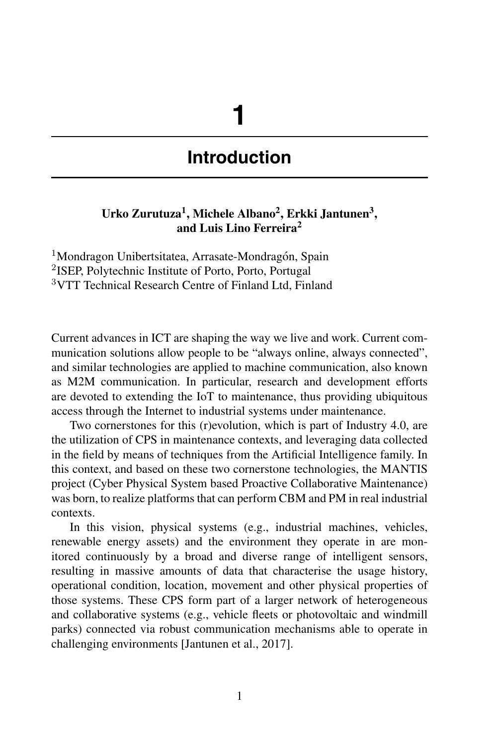# 1

# Introduction

**Urko Zurutuza[1], Michele Albano[2], Erkki Jantunen[3], and Luis Lino Ferreira[2]**

[1]Mondragon Unibertsitatea, Arrasate-Mondragón, Spain
[2]ISEP, Polytechnic Institute of Porto, Porto, Portugal
[3]VTT Technical Research Centre of Finland Ltd, Finland

Current advances in ICT are shaping the way we live and work. Current communication solutions allow people to be "always online, always connected", and similar technologies are applied to machine communication, also known as M2M communication. In particular, research and development efforts are devoted to extending the IoT to maintenance, thus providing ubiquitous access through the Internet to industrial systems under maintenance.

Two cornerstones for this (r)evolution, which is part of Industry 4.0, are the utilization of CPS in maintenance contexts, and leveraging data collected in the field by means of techniques from the Artificial Intelligence family. In this context, and based on these two cornerstone technologies, the MANTIS project (Cyber Physical System based Proactive Collaborative Maintenance) was born, to realize platforms that can perform CBM and PM in real industrial contexts.

In this vision, physical systems (e.g., industrial machines, vehicles, renewable energy assets) and the environment they operate in are monitored continuously by a broad and diverse range of intelligent sensors, resulting in massive amounts of data that characterise the usage history, operational condition, location, movement and other physical properties of those systems. These CPS form part of a larger network of heterogeneous and collaborative systems (e.g., vehicle fleets or photovoltaic and windmill parks) connected via robust communication mechanisms able to operate in challenging environments [Jantunen et al., 2017].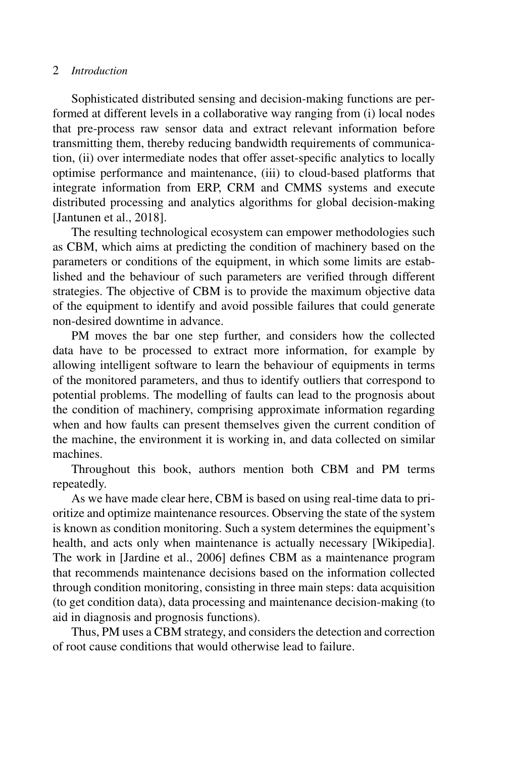Sophisticated distributed sensing and decision-making functions are performed at different levels in a collaborative way ranging from (i) local nodes that pre-process raw sensor data and extract relevant information before transmitting them, thereby reducing bandwidth requirements of communication, (ii) over intermediate nodes that offer asset-specific analytics to locally optimise performance and maintenance, (iii) to cloud-based platforms that integrate information from ERP, CRM and CMMS systems and execute distributed processing and analytics algorithms for global decision-making [Jantunen et al., 2018].

The resulting technological ecosystem can empower methodologies such as CBM, which aims at predicting the condition of machinery based on the parameters or conditions of the equipment, in which some limits are established and the behaviour of such parameters are verified through different strategies. The objective of CBM is to provide the maximum objective data of the equipment to identify and avoid possible failures that could generate non-desired downtime in advance.

PM moves the bar one step further, and considers how the collected data have to be processed to extract more information, for example by allowing intelligent software to learn the behaviour of equipments in terms of the monitored parameters, and thus to identify outliers that correspond to potential problems. The modelling of faults can lead to the prognosis about the condition of machinery, comprising approximate information regarding when and how faults can present themselves given the current condition of the machine, the environment it is working in, and data collected on similar machines.

Throughout this book, authors mention both CBM and PM terms repeatedly.

As we have made clear here, CBM is based on using real-time data to prioritize and optimize maintenance resources. Observing the state of the system is known as condition monitoring. Such a system determines the equipment's health, and acts only when maintenance is actually necessary [Wikipedia]. The work in [Jardine et al., 2006] defines CBM as a maintenance program that recommends maintenance decisions based on the information collected through condition monitoring, consisting in three main steps: data acquisition (to get condition data), data processing and maintenance decision-making (to aid in diagnosis and prognosis functions).

Thus, PM uses a CBM strategy, and considers the detection and correction of root cause conditions that would otherwise lead to failure.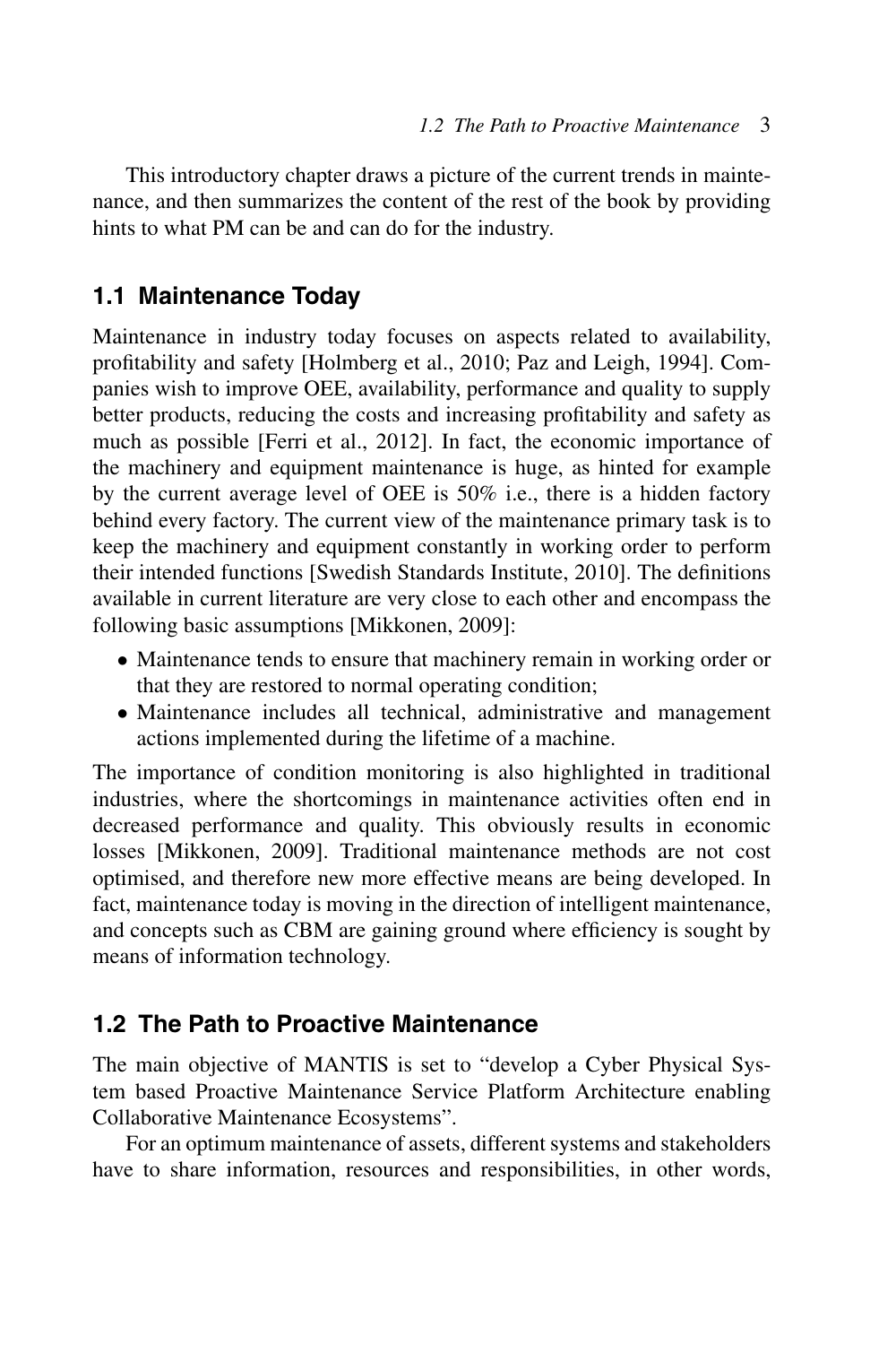This introductory chapter draws a picture of the current trends in maintenance, and then summarizes the content of the rest of the book by providing hints to what PM can be and can do for the industry.

## 1.1 Maintenance Today

Maintenance in industry today focuses on aspects related to availability, profitability and safety [Holmberg et al., 2010; Paz and Leigh, 1994]. Companies wish to improve OEE, availability, performance and quality to supply better products, reducing the costs and increasing profitability and safety as much as possible [Ferri et al., 2012]. In fact, the economic importance of the machinery and equipment maintenance is huge, as hinted for example by the current average level of OEE is 50% i.e., there is a hidden factory behind every factory. The current view of the maintenance primary task is to keep the machinery and equipment constantly in working order to perform their intended functions [Swedish Standards Institute, 2010]. The definitions available in current literature are very close to each other and encompass the following basic assumptions [Mikkonen, 2009]:

- Maintenance tends to ensure that machinery remain in working order or that they are restored to normal operating condition;
- Maintenance includes all technical, administrative and management actions implemented during the lifetime of a machine.

The importance of condition monitoring is also highlighted in traditional industries, where the shortcomings in maintenance activities often end in decreased performance and quality. This obviously results in economic losses [Mikkonen, 2009]. Traditional maintenance methods are not cost optimised, and therefore new more effective means are being developed. In fact, maintenance today is moving in the direction of intelligent maintenance, and concepts such as CBM are gaining ground where efficiency is sought by means of information technology.

## 1.2 The Path to Proactive Maintenance

The main objective of MANTIS is set to "develop a Cyber Physical System based Proactive Maintenance Service Platform Architecture enabling Collaborative Maintenance Ecosystems".

For an optimum maintenance of assets, different systems and stakeholders have to share information, resources and responsibilities, in other words,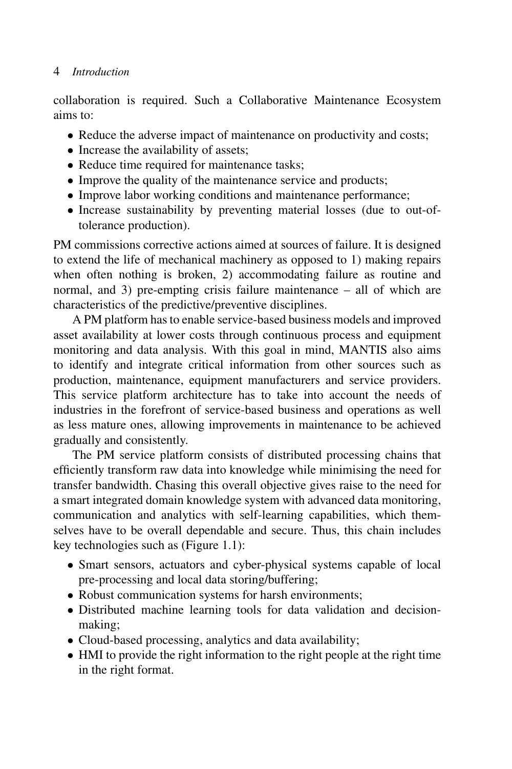collaboration is required. Such a Collaborative Maintenance Ecosystem aims to:

- Reduce the adverse impact of maintenance on productivity and costs;
- Increase the availability of assets;
- Reduce time required for maintenance tasks;
- Improve the quality of the maintenance service and products;
- Improve labor working conditions and maintenance performance;
- Increase sustainability by preventing material losses (due to out-of-tolerance production).

PM commissions corrective actions aimed at sources of failure. It is designed to extend the life of mechanical machinery as opposed to 1) making repairs when often nothing is broken, 2) accommodating failure as routine and normal, and 3) pre-empting crisis failure maintenance – all of which are characteristics of the predictive/preventive disciplines.

A PM platform has to enable service-based business models and improved asset availability at lower costs through continuous process and equipment monitoring and data analysis. With this goal in mind, MANTIS also aims to identify and integrate critical information from other sources such as production, maintenance, equipment manufacturers and service providers. This service platform architecture has to take into account the needs of industries in the forefront of service-based business and operations as well as less mature ones, allowing improvements in maintenance to be achieved gradually and consistently.

The PM service platform consists of distributed processing chains that efficiently transform raw data into knowledge while minimising the need for transfer bandwidth. Chasing this overall objective gives raise to the need for a smart integrated domain knowledge system with advanced data monitoring, communication and analytics with self-learning capabilities, which themselves have to be overall dependable and secure. Thus, this chain includes key technologies such as (Figure 1.1):

- Smart sensors, actuators and cyber-physical systems capable of local pre-processing and local data storing/buffering;
- Robust communication systems for harsh environments;
- Distributed machine learning tools for data validation and decision-making;
- Cloud-based processing, analytics and data availability;
- HMI to provide the right information to the right people at the right time in the right format.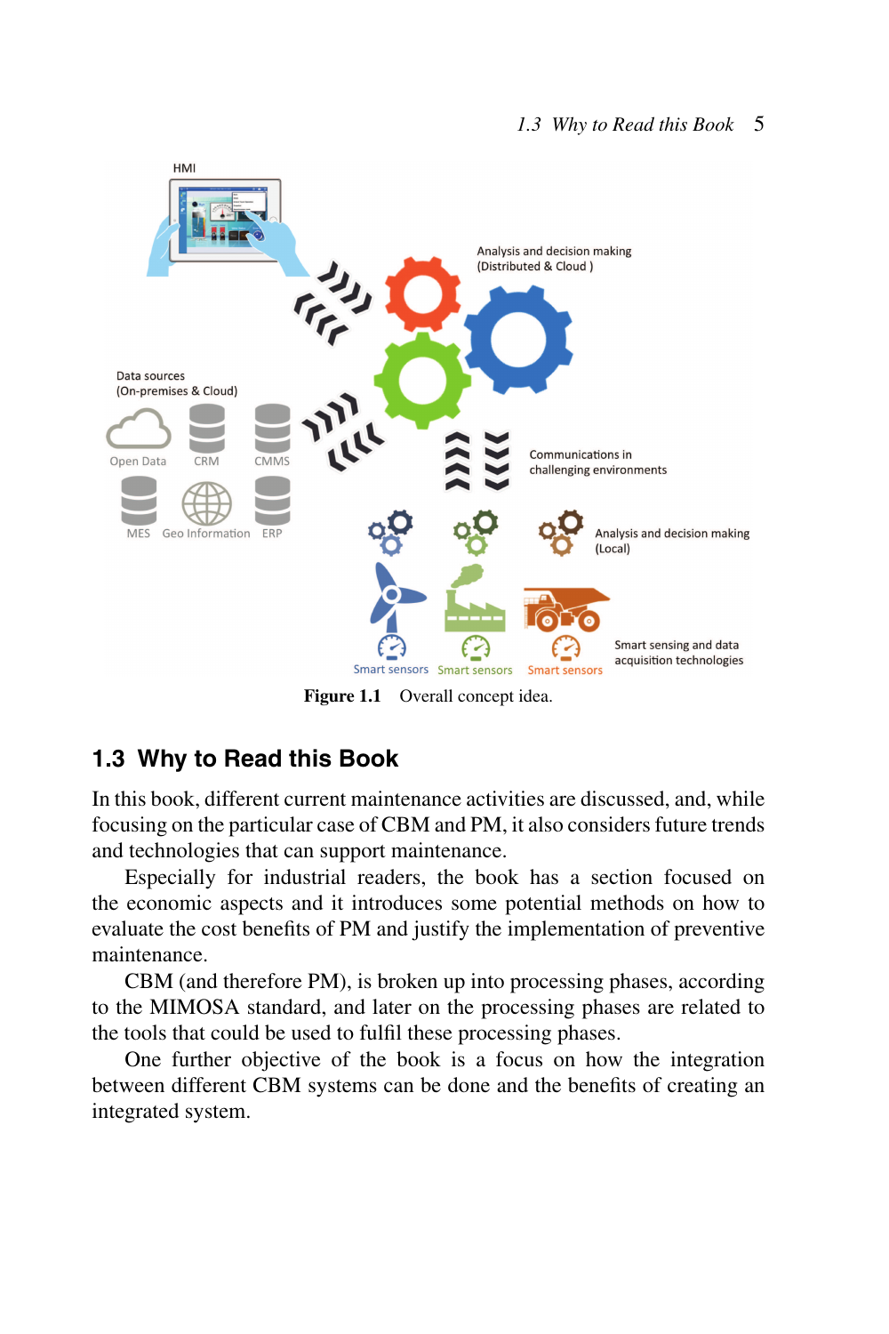Figure 1.1 Overall concept idea.

## 1.3 Why to Read this Book

In this book, different current maintenance activities are discussed, and, while focusing on the particular case of CBM and PM, it also considers future trends and technologies that can support maintenance.

Especially for industrial readers, the book has a section focused on the economic aspects and it introduces some potential methods on how to evaluate the cost benefits of PM and justify the implementation of preventive maintenance.

CBM (and therefore PM), is broken up into processing phases, according to the MIMOSA standard, and later on the processing phases are related to the tools that could be used to fulfil these processing phases.

One further objective of the book is a focus on how the integration between different CBM systems can be done and the benefits of creating an integrated system.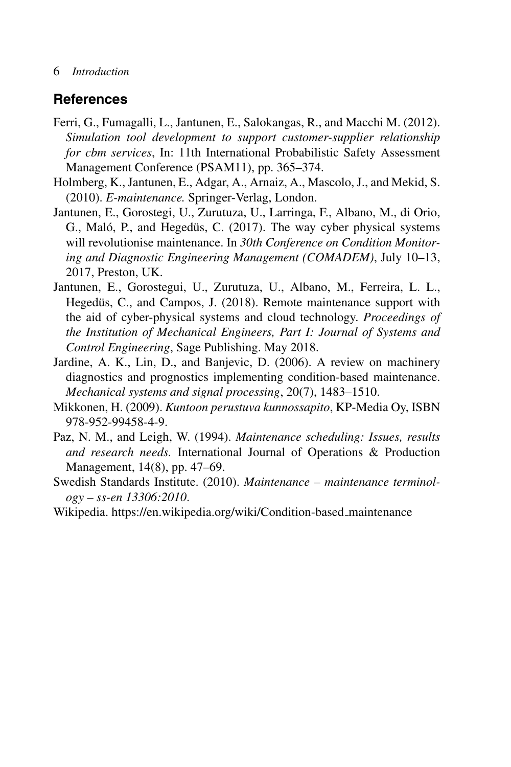## References

Ferri, G., Fumagalli, L., Jantunen, E., Salokangas, R., and Macchi M. (2012). *Simulation tool development to support customer-supplier relationship for cbm services*, In: 11th International Probabilistic Safety Assessment Management Conference (PSAM11), pp. 365–374.

Holmberg, K., Jantunen, E., Adgar, A., Arnaiz, A., Mascolo, J., and Mekid, S. (2010). *E-maintenance.* Springer-Verlag, London.

Jantunen, E., Gorostegi, U., Zurutuza, U., Larringa, F., Albano, M., di Orio, G., Maló, P., and Hegedüs, C. (2017). The way cyber physical systems will revolutionise maintenance. In *30th Conference on Condition Monitoring and Diagnostic Engineering Management (COMADEM)*, July 10–13, 2017, Preston, UK.

Jantunen, E., Gorostegui, U., Zurutuza, U., Albano, M., Ferreira, L. L., Hegedüs, C., and Campos, J. (2018). Remote maintenance support with the aid of cyber-physical systems and cloud technology. *Proceedings of the Institution of Mechanical Engineers, Part I: Journal of Systems and Control Engineering*, Sage Publishing. May 2018.

Jardine, A. K., Lin, D., and Banjevic, D. (2006). A review on machinery diagnostics and prognostics implementing condition-based maintenance. *Mechanical systems and signal processing*, 20(7), 1483–1510.

Mikkonen, H. (2009). *Kuntoon perustuva kunnossapito*, KP-Media Oy, ISBN 978-952-99458-4-9.

Paz, N. M., and Leigh, W. (1994). *Maintenance scheduling: Issues, results and research needs.* International Journal of Operations & Production Management, 14(8), pp. 47–69.

Swedish Standards Institute. (2010). *Maintenance – maintenance terminology – ss-en 13306:2010.*

Wikipedia. https://en.wikipedia.org/wiki/Condition-based_maintenance